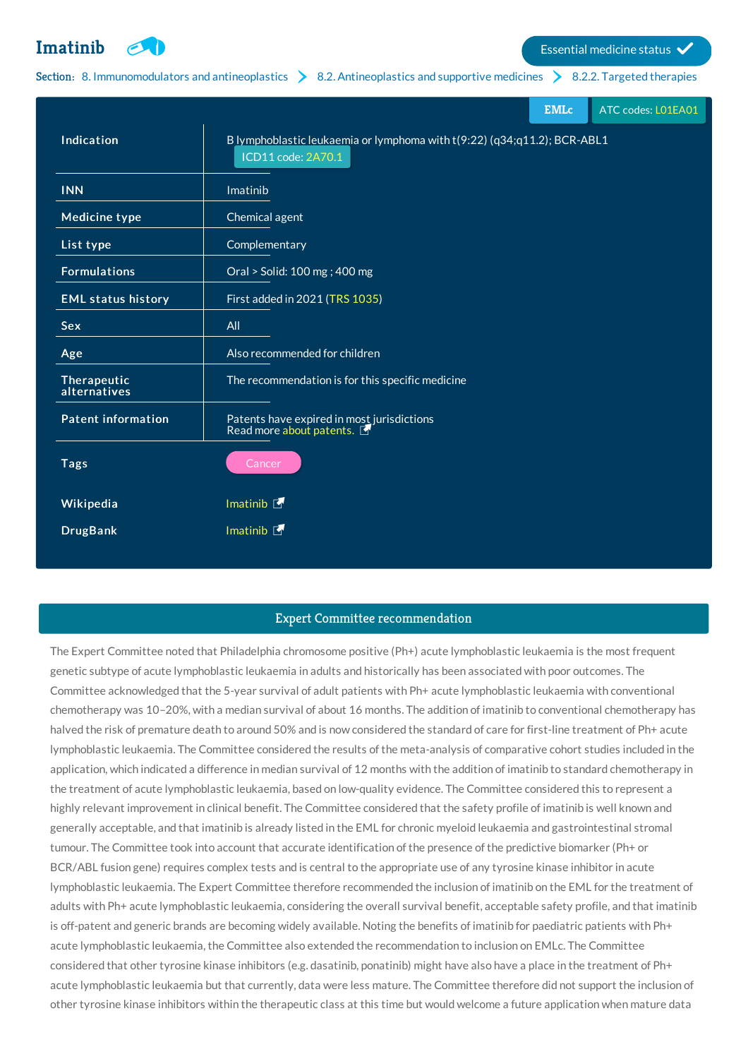// Imatinib

Essential medicine status

Section: 8. Immunomodulators and antineoplastics > 8.2. Antineoplastics and supportive medicines > 8.2.2. Targeted therapies

EMLc | ATC codes: L01EA01

| | |
|---|---|
| **Indication** | B lymphoblastic leukaemia or lymphoma with t(9:22) (q34;q11.2); BCR-ABL1 ICD11 code: 2A70.1 |
| **INN** | Imatinib |
| **Medicine type** | Chemical agent |
| **List type** | Complementary |
| **Formulations** | Oral > Solid: 100 mg ; 400 mg |
| **EML status history** | First added in 2021 (TRS 1035) |
| **Sex** | All |
| **Age** | Also recommended for children |
| **Therapeutic alternatives** | The recommendation is for this specific medicine |
| **Patent information** | Patents have expired in most jurisdictions<br>Read more about patents. |
| **Tags** | Cancer |
| **Wikipedia** | Imatinib |
| **DrugBank** | Imatinib |

## Expert Committee recommendation

The Expert Committee noted that Philadelphia chromosome positive (Ph+) acute lymphoblastic leukaemia is the most frequent genetic subtype of acute lymphoblastic leukaemia in adults and historically has been associated with poor outcomes. The Committee acknowledged that the 5-year survival of adult patients with Ph+ acute lymphoblastic leukaemia with conventional chemotherapy was 10–20%, with a median survival of about 16 months. The addition of imatinib to conventional chemotherapy has halved the risk of premature death to around 50% and is now considered the standard of care for first-line treatment of Ph+ acute lymphoblastic leukaemia. The Committee considered the results of the meta-analysis of comparative cohort studies included in the application, which indicated a difference in median survival of 12 months with the addition of imatinib to standard chemotherapy in the treatment of acute lymphoblastic leukaemia, based on low-quality evidence. The Committee considered this to represent a highly relevant improvement in clinical benefit. The Committee considered that the safety profile of imatinib is well known and generally acceptable, and that imatinib is already listed in the EML for chronic myeloid leukaemia and gastrointestinal stromal tumour. The Committee took into account that accurate identification of the presence of the predictive biomarker (Ph+ or BCR/ABL fusion gene) requires complex tests and is central to the appropriate use of any tyrosine kinase inhibitor in acute lymphoblastic leukaemia. The Expert Committee therefore recommended the inclusion of imatinib on the EML for the treatment of adults with Ph+ acute lymphoblastic leukaemia, considering the overall survival benefit, acceptable safety profile, and that imatinib is off-patent and generic brands are becoming widely available. Noting the benefits of imatinib for paediatric patients with Ph+ acute lymphoblastic leukaemia, the Committee also extended the recommendation to inclusion on EMLc. The Committee considered that other tyrosine kinase inhibitors (e.g. dasatinib, ponatinib) might have also have a place in the treatment of Ph+ acute lymphoblastic leukaemia but that currently, data were less mature. The Committee therefore did not support the inclusion of other tyrosine kinase inhibitors within the therapeutic class at this time but would welcome a future application when mature data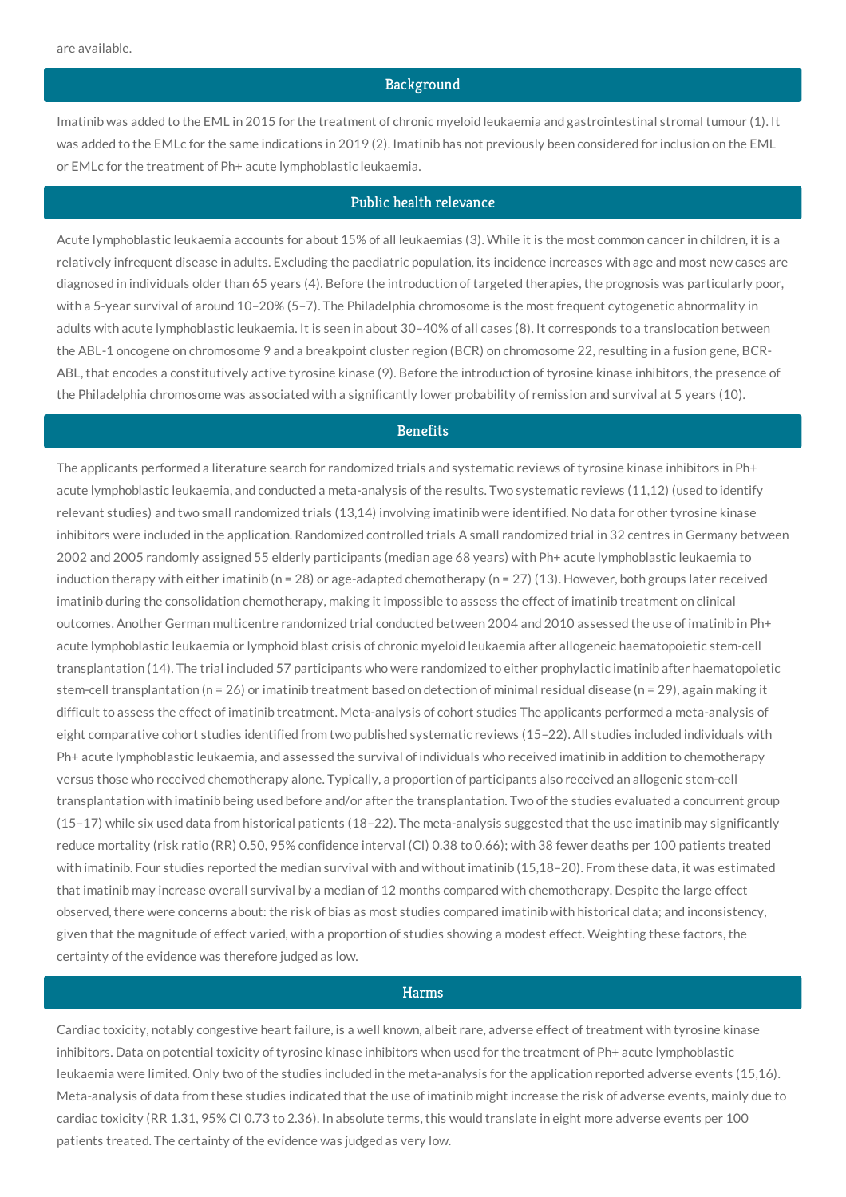are available.

## Background

Imatinib was added to the EML in 2015 for the treatment of chronic myeloid leukaemia and gastrointestinal stromal tumour (1). It was added to the EMLc for the same indications in 2019 (2). Imatinib has not previously been considered for inclusion on the EML or EMLc for the treatment of Ph+ acute lymphoblastic leukaemia.

## Public health relevance

Acute lymphoblastic leukaemia accounts for about 15% of all leukaemias (3). While it is the most common cancer in children, it is a relatively infrequent disease in adults. Excluding the paediatric population, its incidence increases with age and most new cases are diagnosed in individuals older than 65 years (4). Before the introduction of targeted therapies, the prognosis was particularly poor, with a 5-year survival of around 10–20% (5–7). The Philadelphia chromosome is the most frequent cytogenetic abnormality in adults with acute lymphoblastic leukaemia. It is seen in about 30–40% of all cases (8). It corresponds to a translocation between the ABL-1 oncogene on chromosome 9 and a breakpoint cluster region (BCR) on chromosome 22, resulting in a fusion gene, BCR-ABL, that encodes a constitutively active tyrosine kinase (9). Before the introduction of tyrosine kinase inhibitors, the presence of the Philadelphia chromosome was associated with a significantly lower probability of remission and survival at 5 years (10).

## Benefits

The applicants performed a literature search for randomized trials and systematic reviews of tyrosine kinase inhibitors in Ph+ acute lymphoblastic leukaemia, and conducted a meta-analysis of the results. Two systematic reviews (11,12) (used to identify relevant studies) and two small randomized trials (13,14) involving imatinib were identified. No data for other tyrosine kinase inhibitors were included in the application. Randomized controlled trials A small randomized trial in 32 centres in Germany between 2002 and 2005 randomly assigned 55 elderly participants (median age 68 years) with Ph+ acute lymphoblastic leukaemia to induction therapy with either imatinib (n = 28) or age-adapted chemotherapy (n = 27) (13). However, both groups later received imatinib during the consolidation chemotherapy, making it impossible to assess the effect of imatinib treatment on clinical outcomes. Another German multicentre randomized trial conducted between 2004 and 2010 assessed the use of imatinib in Ph+ acute lymphoblastic leukaemia or lymphoid blast crisis of chronic myeloid leukaemia after allogeneic haematopoietic stem-cell transplantation (14). The trial included 57 participants who were randomized to either prophylactic imatinib after haematopoietic stem-cell transplantation (n = 26) or imatinib treatment based on detection of minimal residual disease (n = 29), again making it difficult to assess the effect of imatinib treatment. Meta-analysis of cohort studies The applicants performed a meta-analysis of eight comparative cohort studies identified from two published systematic reviews (15–22). All studies included individuals with Ph+ acute lymphoblastic leukaemia, and assessed the survival of individuals who received imatinib in addition to chemotherapy versus those who received chemotherapy alone. Typically, a proportion of participants also received an allogenic stem-cell transplantation with imatinib being used before and/or after the transplantation. Two of the studies evaluated a concurrent group (15–17) while six used data from historical patients (18–22). The meta-analysis suggested that the use imatinib may significantly reduce mortality (risk ratio (RR) 0.50, 95% confidence interval (CI) 0.38 to 0.66); with 38 fewer deaths per 100 patients treated with imatinib. Four studies reported the median survival with and without imatinib (15,18–20). From these data, it was estimated that imatinib may increase overall survival by a median of 12 months compared with chemotherapy. Despite the large effect observed, there were concerns about: the risk of bias as most studies compared imatinib with historical data; and inconsistency, given that the magnitude of effect varied, with a proportion of studies showing a modest effect. Weighting these factors, the certainty of the evidence was therefore judged as low.

## Harms

Cardiac toxicity, notably congestive heart failure, is a well known, albeit rare, adverse effect of treatment with tyrosine kinase inhibitors. Data on potential toxicity of tyrosine kinase inhibitors when used for the treatment of Ph+ acute lymphoblastic leukaemia were limited. Only two of the studies included in the meta-analysis for the application reported adverse events (15,16). Meta-analysis of data from these studies indicated that the use of imatinib might increase the risk of adverse events, mainly due to cardiac toxicity (RR 1.31, 95% CI 0.73 to 2.36). In absolute terms, this would translate in eight more adverse events per 100 patients treated. The certainty of the evidence was judged as very low.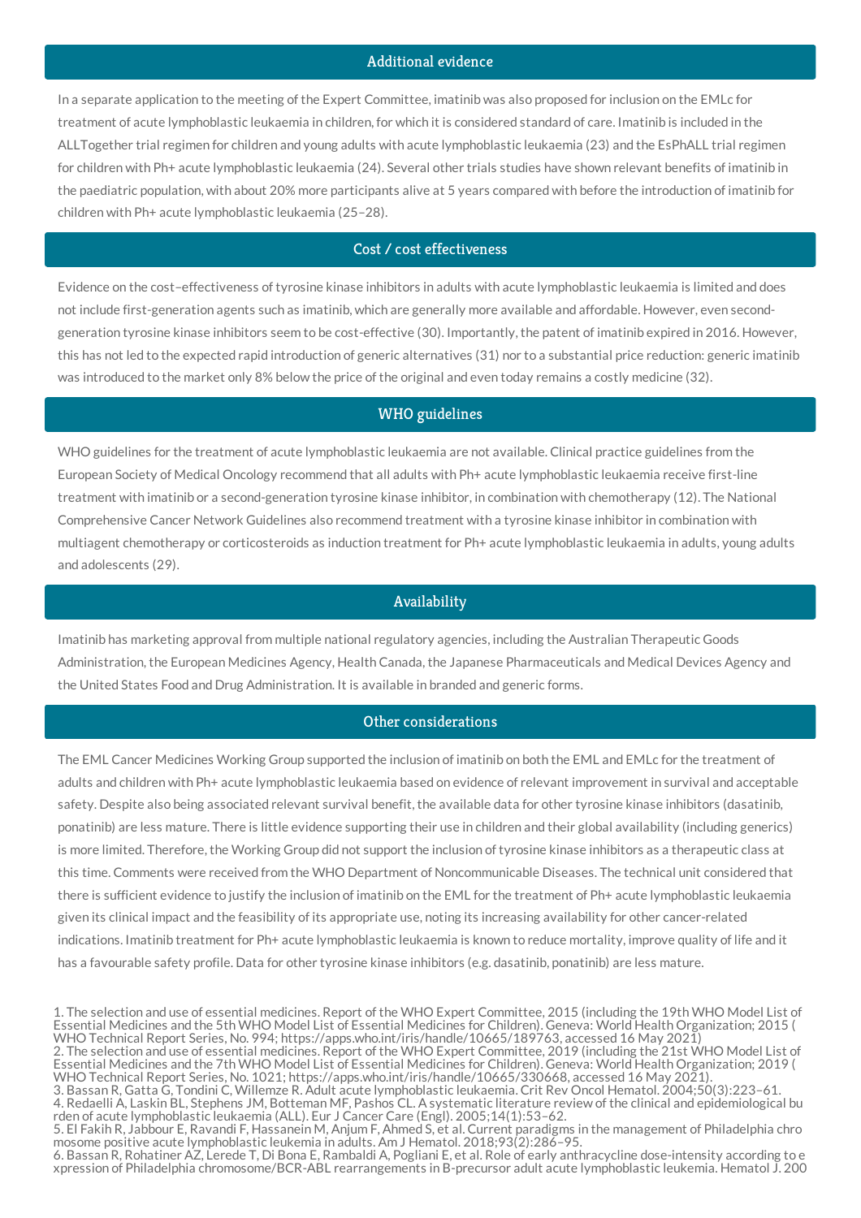## Additional evidence

In a separate application to the meeting of the Expert Committee, imatinib was also proposed for inclusion on the EMLc for treatment of acute lymphoblastic leukaemia in children, for which it is considered standard of care. Imatinib is included in the ALLTogether trial regimen for children and young adults with acute lymphoblastic leukaemia (23) and the EsPhALL trial regimen for children with Ph+ acute lymphoblastic leukaemia (24). Several other trials studies have shown relevant benefits of imatinib in the paediatric population, with about 20% more participants alive at 5 years compared with before the introduction of imatinib for children with Ph+ acute lymphoblastic leukaemia (25–28).

## Cost / cost effectiveness

Evidence on the cost–effectiveness of tyrosine kinase inhibitors in adults with acute lymphoblastic leukaemia is limited and does not include first-generation agents such as imatinib, which are generally more available and affordable. However, even second-generation tyrosine kinase inhibitors seem to be cost-effective (30). Importantly, the patent of imatinib expired in 2016. However, this has not led to the expected rapid introduction of generic alternatives (31) nor to a substantial price reduction: generic imatinib was introduced to the market only 8% below the price of the original and even today remains a costly medicine (32).

## WHO guidelines

WHO guidelines for the treatment of acute lymphoblastic leukaemia are not available. Clinical practice guidelines from the European Society of Medical Oncology recommend that all adults with Ph+ acute lymphoblastic leukaemia receive first-line treatment with imatinib or a second-generation tyrosine kinase inhibitor, in combination with chemotherapy (12). The National Comprehensive Cancer Network Guidelines also recommend treatment with a tyrosine kinase inhibitor in combination with multiagent chemotherapy or corticosteroids as induction treatment for Ph+ acute lymphoblastic leukaemia in adults, young adults and adolescents (29).

## Availability

Imatinib has marketing approval from multiple national regulatory agencies, including the Australian Therapeutic Goods Administration, the European Medicines Agency, Health Canada, the Japanese Pharmaceuticals and Medical Devices Agency and the United States Food and Drug Administration. It is available in branded and generic forms.

## Other considerations

The EML Cancer Medicines Working Group supported the inclusion of imatinib on both the EML and EMLc for the treatment of adults and children with Ph+ acute lymphoblastic leukaemia based on evidence of relevant improvement in survival and acceptable safety. Despite also being associated relevant survival benefit, the available data for other tyrosine kinase inhibitors (dasatinib, ponatinib) are less mature. There is little evidence supporting their use in children and their global availability (including generics) is more limited. Therefore, the Working Group did not support the inclusion of tyrosine kinase inhibitors as a therapeutic class at this time. Comments were received from the WHO Department of Noncommunicable Diseases. The technical unit considered that there is sufficient evidence to justify the inclusion of imatinib on the EML for the treatment of Ph+ acute lymphoblastic leukaemia given its clinical impact and the feasibility of its appropriate use, noting its increasing availability for other cancer-related indications. Imatinib treatment for Ph+ acute lymphoblastic leukaemia is known to reduce mortality, improve quality of life and it has a favourable safety profile. Data for other tyrosine kinase inhibitors (e.g. dasatinib, ponatinib) are less mature.

1. The selection and use of essential medicines. Report of the WHO Expert Committee, 2015 (including the 19th WHO Model List of Essential Medicines and the 5th WHO Model List of Essential Medicines for Children). Geneva: World Health Organization; 2015 ( WHO Technical Report Series, No. 994; https://apps.who.int/iris/handle/10665/189763, accessed 16 May 2021)
2. The selection and use of essential medicines. Report of the WHO Expert Committee, 2019 (including the 21st WHO Model List of Essential Medicines and the 7th WHO Model List of Essential Medicines for Children). Geneva: World Health Organization; 2019 ( WHO Technical Report Series, No. 1021; https://apps.who.int/iris/handle/10665/330668, accessed 16 May 2021).
3. Bassan R, Gatta G, Tondini C, Willemze R. Adult acute lymphoblastic leukaemia. Crit Rev Oncol Hematol. 2004;50(3):223–61.
4. Redaelli A, Laskin BL, Stephens JM, Botteman MF, Pashos CL. A systematic literature review of the clinical and epidemiological burden of acute lymphoblastic leukaemia (ALL). Eur J Cancer Care (Engl). 2005;14(1):53–62.
5. El Fakih R, Jabbour E, Ravandi F, Hassanein M, Anjum F, Ahmed S, et al. Current paradigms in the management of Philadelphia chromosome positive acute lymphoblastic leukemia in adults. Am J Hematol. 2018;93(2):286–95.
6. Bassan R, Rohatiner AZ, Lerede T, Di Bona E, Rambaldi A, Pogliani E, et al. Role of early anthracycline dose-intensity according to expression of Philadelphia chromosome/BCR-ABL rearrangements in B-precursor adult acute lymphoblastic leukemia. Hematol J. 200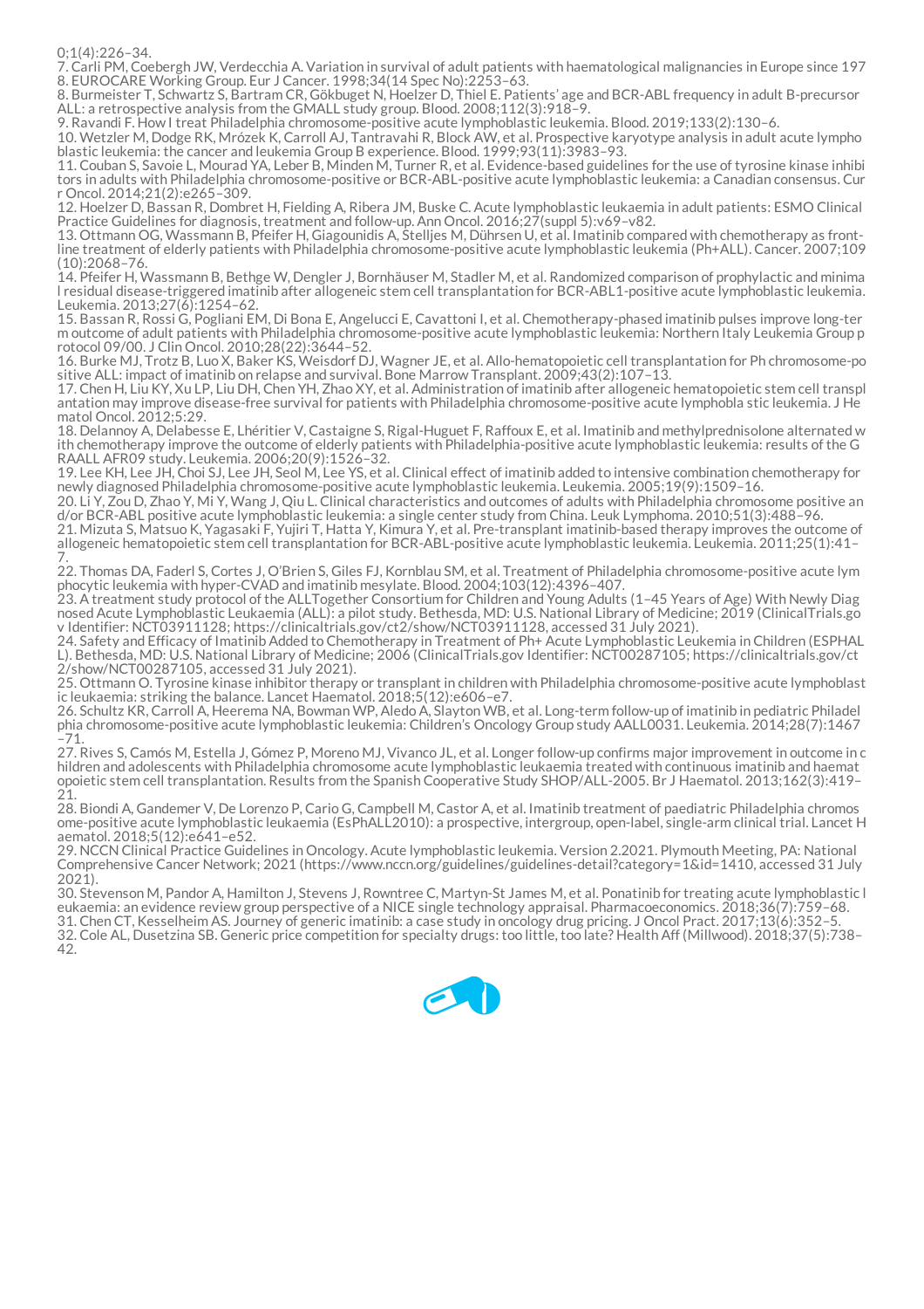0;1(4):226–34.

7. Carli PM, Coebergh JW, Verdecchia A. Variation in survival of adult patients with haematological malignancies in Europe since 1978. EUROCARE Working Group. Eur J Cancer. 1998;34(14 Spec No):2253–63.
8. Burmeister T, Schwartz S, Bartram CR, Gökbuget N, Hoelzer D, Thiel E. Patients' age and BCR-ABL frequency in adult B-precursor ALL: a retrospective analysis from the GMALL study group. Blood. 2008;112(3):918–9.
9. Ravandi F. How I treat Philadelphia chromosome-positive acute lymphoblastic leukemia. Blood. 2019;133(2):130–6.
10. Wetzler M, Dodge RK, Mrózek K, Carroll AJ, Tantravahi R, Block AW, et al. Prospective karyotype analysis in adult acute lymphoblastic leukemia: the cancer and leukemia Group B experience. Blood. 1999;93(11):3983–93.
11. Couban S, Savoie L, Mourad YA, Leber B, Minden M, Turner R, et al. Evidence-based guidelines for the use of tyrosine kinase inhibitors in adults with Philadelphia chromosome-positive or BCR-ABL-positive acute lymphoblastic leukemia: a Canadian consensus. Curr Oncol. 2014;21(2):e265–309.
12. Hoelzer D, Bassan R, Dombret H, Fielding A, Ribera JM, Buske C. Acute lymphoblastic leukaemia in adult patients: ESMO Clinical Practice Guidelines for diagnosis, treatment and follow-up. Ann Oncol. 2016;27(suppl 5):v69–v82.
13. Ottmann OG, Wassmann B, Pfeifer H, Giagounidis A, Stelljes M, Dührsen U, et al. Imatinib compared with chemotherapy as front-line treatment of elderly patients with Philadelphia chromosome-positive acute lymphoblastic leukemia (Ph+ALL). Cancer. 2007;109(10):2068–76.
14. Pfeifer H, Wassmann B, Bethge W, Dengler J, Bornhäuser M, Stadler M, et al. Randomized comparison of prophylactic and minimal residual disease-triggered imatinib after allogeneic stem cell transplantation for BCR-ABL1-positive acute lymphoblastic leukemia. Leukemia. 2013;27(6):1254–62.
15. Bassan R, Rossi G, Pogliani EM, Di Bona E, Angelucci E, Cavattoni I, et al. Chemotherapy-phased imatinib pulses improve long-term outcome of adult patients with Philadelphia chromosome-positive acute lymphoblastic leukemia: Northern Italy Leukemia Group protocol 09/00. J Clin Oncol. 2010;28(22):3644–52.
16. Burke MJ, Trotz B, Luo X, Baker KS, Weisdorf DJ, Wagner JE, et al. Allo-hematopoietic cell transplantation for Ph chromosome-positive ALL: impact of imatinib on relapse and survival. Bone Marrow Transplant. 2009;43(2):107–13.
17. Chen H, Liu KY, Xu LP, Liu DH, Chen YH, Zhao XY, et al. Administration of imatinib after allogeneic hematopoietic stem cell transplantation may improve disease-free survival for patients with Philadelphia chromosome-positive acute lymphobla stic leukemia. J Hematol Oncol. 2012;5:29.
18. Delannoy A, Delabesse E, Lhéritier V, Castaigne S, Rigal-Huguet F, Raffoux E, et al. Imatinib and methylprednisolone alternated with chemotherapy improve the outcome of elderly patients with Philadelphia-positive acute lymphoblastic leukemia: results of the GRAALL AFR09 study. Leukemia. 2006;20(9):1526–32.
19. Lee KH, Lee JH, Choi SJ, Lee JH, Seol M, Lee YS, et al. Clinical effect of imatinib added to intensive combination chemotherapy for newly diagnosed Philadelphia chromosome-positive acute lymphoblastic leukemia. Leukemia. 2005;19(9):1509–16.
20. Li Y, Zou D, Zhao Y, Mi Y, Wang J, Qiu L. Clinical characteristics and outcomes of adults with Philadelphia chromosome positive and/or BCR-ABL positive acute lymphoblastic leukemia: a single center study from China. Leuk Lymphoma. 2010;51(3):488–96.
21. Mizuta S, Matsuo K, Yagasaki F, Yujiri T, Hatta Y, Kimura Y, et al. Pre-transplant imatinib-based therapy improves the outcome of allogeneic hematopoietic stem cell transplantation for BCR-ABL-positive acute lymphoblastic leukemia. Leukemia. 2011;25(1):41–7.
22. Thomas DA, Faderl S, Cortes J, O'Brien S, Giles FJ, Kornblau SM, et al. Treatment of Philadelphia chromosome-positive acute lymphocytic leukemia with hyper-CVAD and imatinib mesylate. Blood. 2004;103(12):4396–407.
23. A treatment study protocol of the ALLTogether Consortium for Children and Young Adults (1–45 Years of Age) With Newly Diagnosed Acute Lymphoblastic Leukaemia (ALL): a pilot study. Bethesda, MD: U.S. National Library of Medicine; 2019 (ClinicalTrials.gov Identifier: NCT03911128; https://clinicaltrials.gov/ct2/show/NCT03911128, accessed 31 July 2021).
24. Safety and Efficacy of Imatinib Added to Chemotherapy in Treatment of Ph+ Acute Lymphoblastic Leukemia in Children (ESPHALL). Bethesda, MD: U.S. National Library of Medicine; 2006 (ClinicalTrials.gov Identifier: NCT00287105; https://clinicaltrials.gov/ct2/show/NCT00287105, accessed 31 July 2021).
25. Ottmann O. Tyrosine kinase inhibitor therapy or transplant in children with Philadelphia chromosome-positive acute lymphoblastic leukaemia: striking the balance. Lancet Haematol. 2018;5(12):e606–e7.
26. Schultz KR, Carroll A, Heerema NA, Bowman WP, Aledo A, Slayton WB, et al. Long-term follow-up of imatinib in pediatric Philadelphia chromosome-positive acute lymphoblastic leukemia: Children's Oncology Group study AALL0031. Leukemia. 2014;28(7):1467–71.
27. Rives S, Camós M, Estella J, Gómez P, Moreno MJ, Vivanco JL, et al. Longer follow-up confirms major improvement in outcome in children and adolescents with Philadelphia chromosome acute lymphoblastic leukaemia treated with continuous imatinib and haematopoietic stem cell transplantation. Results from the Spanish Cooperative Study SHOP/ALL-2005. Br J Haematol. 2013;162(3):419–21.
28. Biondi A, Gandemer V, De Lorenzo P, Cario G, Campbell M, Castor A, et al. Imatinib treatment of paediatric Philadelphia chromosome-positive acute lymphoblastic leukaemia (EsPhALL2010): a prospective, intergroup, open-label, single-arm clinical trial. Lancet Haematol. 2018;5(12):e641–e52.
29. NCCN Clinical Practice Guidelines in Oncology. Acute lymphoblastic leukemia. Version 2.2021. Plymouth Meeting, PA: National Comprehensive Cancer Network; 2021 (https://www.nccn.org/guidelines/guidelines-detail?category=1&id=1410, accessed 31 July 2021).
30. Stevenson M, Pandor A, Hamilton J, Stevens J, Rowntree C, Martyn-St James M, et al. Ponatinib for treating acute lymphoblastic leukaemia: an evidence review group perspective of a NICE single technology appraisal. Pharmacoeconomics. 2018;36(7):759–68.
31. Chen CT, Kesselheim AS. Journey of generic imatinib: a case study in oncology drug pricing. J Oncol Pract. 2017;13(6):352–5.
32. Cole AL, Dusetzina SB. Generic price competition for specialty drugs: too little, too late? Health Aff (Millwood). 2018;37(5):738–42.